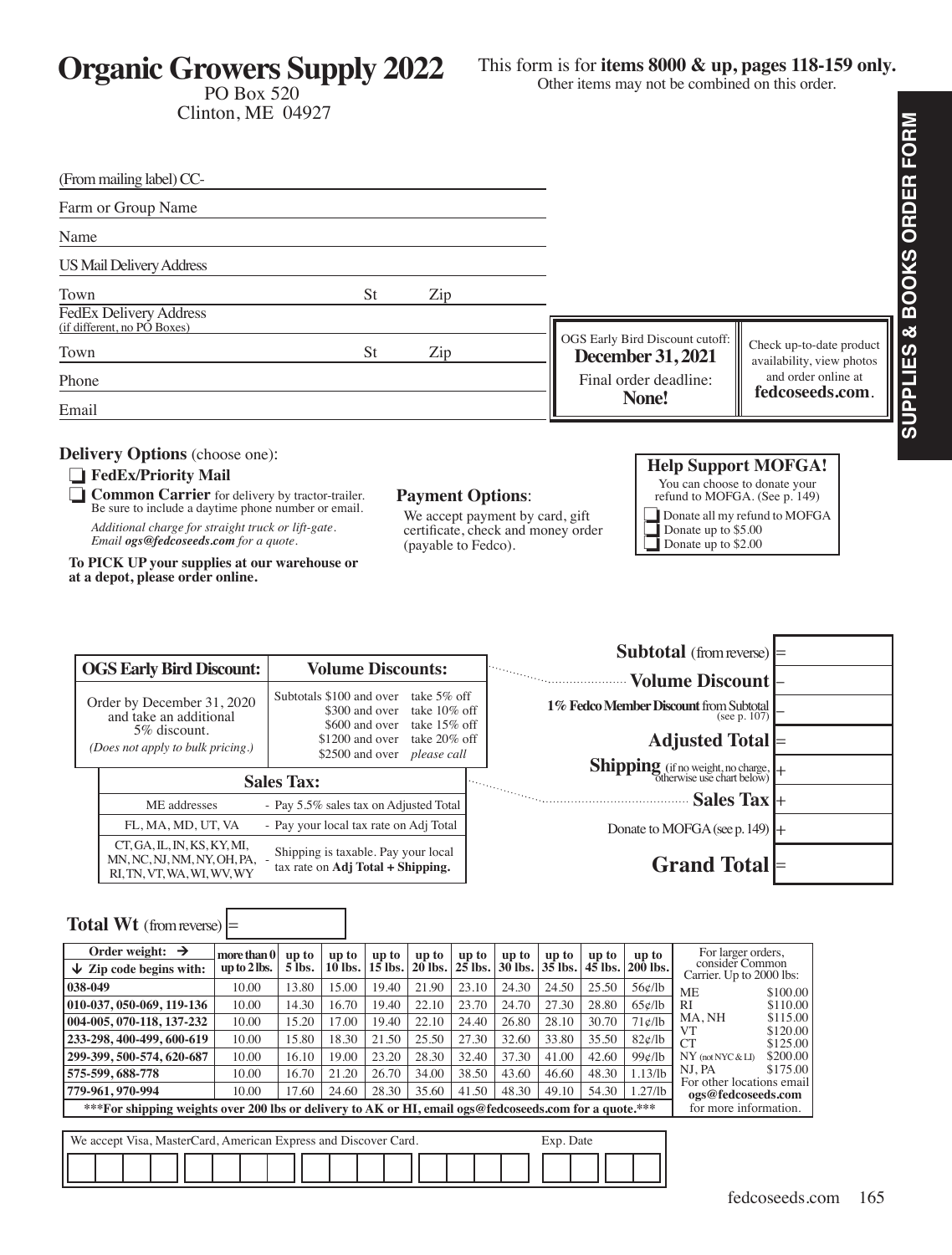# Organic Growers Supply 2022

PO Box 520
Clinton, ME 04927

This form is for **items 8000 & up, pages 118-159 only.**
Other items may not be combined on this order.

SUPPLIES & BOOKS ORDER FORM

(From mailing label) CC-

Farm or Group Name

Name

US Mail Delivery Address

Town | St | Zip

FedEx Delivery Address
(if different, no PO Boxes)

Town | St | Zip

Phone

Email

OGS Early Bird Discount cutoff:
**December 31, 2021**
Final order deadline:
**None!**

Check up-to-date product availability, view photos and order online at **fedcoseeds.com**.

**Delivery Options** (choose one):

- ❑ **FedEx/Priority Mail**
- ❑ **Common Carrier** for delivery by tractor-trailer. Be sure to include a daytime phone number or email.
  *Additional charge for straight truck or lift-gate. Email **ogs@fedcoseeds.com** for a quote.*

**To PICK UP your supplies at our warehouse or at a depot, please order online.**

**Payment Options**:
We accept payment by card, gift certificate, check and money order (payable to Fedco).

**Help Support MOFGA!**
You can choose to donate your refund to MOFGA. (See p. 149)

- ❑ Donate all my refund to MOFGA
- ❑ Donate up to $5.00
- ❑ Donate up to $2.00

| OGS Early Bird Discount: | Volume Discounts: | |
|---|---|---|
| Order by December 31, 2020 and take an additional 5% discount. *(Does not apply to bulk pricing.)* | Subtotals $100 and over | take 5% off |
| | $300 and over | take 10% off |
| | $600 and over | take 15% off |
| | $1200 and over | take 20% off |
| | $2500 and over | *please call* |

| Sales Tax: | |
|---|---|
| ME addresses | - Pay 5.5% sales tax on Adjusted Total |
| FL, MA, MD, UT, VA | - Pay your local tax rate on Adj Total |
| CT, GA, IL, IN, KS, KY, MI, MN, NC, NJ, NM, NY, OH, PA, RI, TN, VT, WA, WI, WV, WY | - Shipping is taxable. Pay your local tax rate on **Adj Total + Shipping.** |

| | |
|---|---|
| **Subtotal** (from reverse) | = |
| **Volume Discount** | – |
| **1% Fedco Member Discount** from Subtotal (see p. 107) | – |
| **Adjusted Total** | = |
| **Shipping** (if no weight, no charge, otherwise use chart below) | + |
| **Sales Tax** | + |
| Donate to MOFGA (see p. 149) | + |
| **Grand Total** | = |

**Total Wt** (from reverse) =

| Order weight: → / ↓ Zip code begins with: | more than 0 up to 2 lbs. | up to 5 lbs. | up to 10 lbs. | up to 15 lbs. | up to 20 lbs. | up to 25 lbs. | up to 30 lbs. | up to 35 lbs. | up to 45 lbs. | up to 200 lbs. |
|---|---|---|---|---|---|---|---|---|---|---|
| 038-049 | 10.00 | 13.80 | 15.00 | 19.40 | 21.90 | 23.10 | 24.30 | 24.50 | 25.50 | 56¢/lb |
| 010-037, 050-069, 119-136 | 10.00 | 14.30 | 16.70 | 19.40 | 22.10 | 23.70 | 24.70 | 27.30 | 28.80 | 65¢/lb |
| 004-005, 070-118, 137-232 | 10.00 | 15.20 | 17.00 | 19.40 | 22.10 | 24.40 | 26.80 | 28.10 | 30.70 | 71¢/lb |
| 233-298, 400-499, 600-619 | 10.00 | 15.80 | 18.30 | 21.50 | 25.50 | 27.30 | 32.60 | 33.80 | 35.50 | 82¢/lb |
| 299-399, 500-574, 620-687 | 10.00 | 16.10 | 19.00 | 23.20 | 28.30 | 32.40 | 37.30 | 41.00 | 42.60 | 99¢/lb |
| 575-599, 688-778 | 10.00 | 16.70 | 21.20 | 26.70 | 34.00 | 38.50 | 43.60 | 46.60 | 48.30 | 1.13/lb |
| 779-961, 970-994 | 10.00 | 17.60 | 24.60 | 28.30 | 35.60 | 41.50 | 48.30 | 49.10 | 54.30 | 1.27/lb |

***For shipping weights over 200 lbs or delivery to AK or HI, email ogs@fedcoseeds.com for a quote.***

For larger orders, consider Common Carrier. Up to 2000 lbs:

| | |
|---|---|
| ME | $100.00 |
| RI | $110.00 |
| MA, NH | $115.00 |
| VT | $120.00 |
| CT | $125.00 |
| NY (not NYC & LI) | $200.00 |
| NJ, PA | $175.00 |

For other locations email **ogs@fedcoseeds.com** for more information.

We accept Visa, MasterCard, American Express and Discover Card. Exp. Date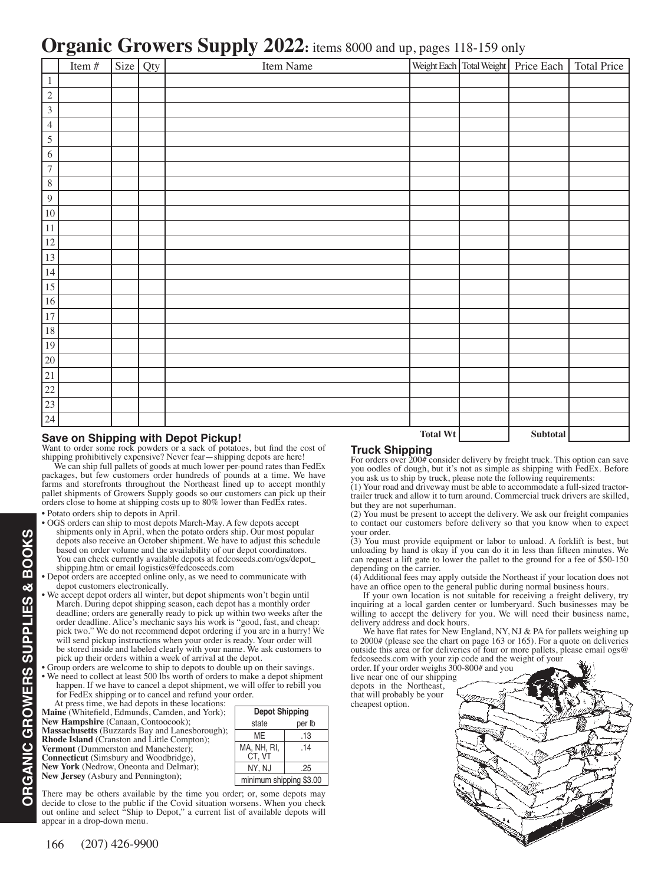# Organic Growers Supply 2022: items 8000 and up, pages 118-159 only

| | Item # | Size | Qty | Item Name | Weight Each | Total Weight | Price Each | Total Price |
|---|---|---|---|---|---|---|---|---|
| 1 | | | | | | | | |
| 2 | | | | | | | | |
| 3 | | | | | | | | |
| 4 | | | | | | | | |
| 5 | | | | | | | | |
| 6 | | | | | | | | |
| 7 | | | | | | | | |
| 8 | | | | | | | | |
| 9 | | | | | | | | |
| 10 | | | | | | | | |
| 11 | | | | | | | | |
| 12 | | | | | | | | |
| 13 | | | | | | | | |
| 14 | | | | | | | | |
| 15 | | | | | | | | |
| 16 | | | | | | | | |
| 17 | | | | | | | | |
| 18 | | | | | | | | |
| 19 | | | | | | | | |
| 20 | | | | | | | | |
| 21 | | | | | | | | |
| 22 | | | | | | | | |
| 23 | | | | | | | | |
| 24 | | | | | | | | |
| | | | | | Total Wt | | Subtotal | |

### Save on Shipping with Depot Pickup!

Want to order some rock powders or a sack of potatoes, but find the cost of shipping prohibitively expensive? Never fear—shipping depots are here!

We can ship full pallets of goods at much lower per-pound rates than FedEx packages, but few customers order hundreds of pounds at a time. We have farms and storefronts throughout the Northeast lined up to accept monthly pallet shipments of Growers Supply goods so our customers can pick up their orders close to home at shipping costs up to 80% lower than FedEx rates.

- Potato orders ship to depots in April.
- OGS orders can ship to most depots March-May. A few depots accept shipments only in April, when the potato orders ship. Our most popular depots also receive an October shipment. We have to adjust this schedule based on order volume and the availability of our depot coordinators. You can check currently available depots at fedcoseeds.com/ogs/depot_shipping.htm or email logistics@fedcoseeds.com
- Depot orders are accepted online only, as we need to communicate with depot customers electronically.
- We accept depot orders all winter, but depot shipments won't begin until March. During depot shipping season, each depot has a monthly order deadline; orders are generally ready to pick up within two weeks after the order deadline. Alice's mechanic says his work is "good, fast, and cheap: pick two." We do not recommend depot ordering if you are in a hurry! We will send pickup instructions when your order is ready. Your order will be stored inside and labeled clearly with your name. We ask customers to pick up their orders within a week of arrival at the depot.
- Group orders are welcome to ship to depots to double up on their savings.
- We need to collect at least 500 lbs worth of orders to make a depot shipment happen. If we have to cancel a depot shipment, we will offer to rebill you for FedEx shipping or to cancel and refund your order.

At press time, we had depots in these locations:
**Maine** (Whitefield, Edmunds, Camden, and York); **New Hampshire** (Canaan, Contoocook); **Massachusetts** (Buzzards Bay and Lanesborough); **Rhode Island** (Cranston and Little Compton); **Vermont** (Dummerston and Manchester); **Connecticut** (Simsbury and Woodbridge), **New York** (Nedrow, Oneonta and Delmar); **New Jersey** (Asbury and Pennington);

| Depot Shipping | |
|---|---|
| state | per lb |
| ME | .13 |
| MA, NH, RI, CT, VT | .14 |
| NY, NJ | .25 |
| minimum shipping $3.00 | |

There may be others available by the time you order; or, some depots may decide to close to the public if the Covid situation worsens. When you check out online and select "Ship to Depot," a current list of available depots will appear in a drop-down menu.

### Truck Shipping

For orders over 200# consider delivery by freight truck. This option can save you oodles of dough, but it's not as simple as shipping with FedEx. Before you ask us to ship by truck, please note the following requirements:

(1) Your road and driveway must be able to accommodate a full-sized tractor-trailer truck and allow it to turn around. Commercial truck drivers are skilled, but they are not superhuman.

(2) You must be present to accept the delivery. We ask our freight companies to contact our customers before delivery so that you know when to expect your order.

(3) You must provide equipment or labor to unload. A forklift is best, but unloading by hand is okay if you can do it in less than fifteen minutes. We can request a lift gate to lower the pallet to the ground for a fee of $50-150 depending on the carrier.

(4) Additional fees may apply outside the Northeast if your location does not have an office open to the general public during normal business hours.

If your own location is not suitable for receiving a freight delivery, try inquiring at a local garden center or lumberyard. Such businesses may be willing to accept the delivery for you. We will need their business name, delivery address and dock hours.

We have flat rates for New England, NY, NJ & PA for pallets weighing up to 2000# (please see the chart on page 163 or 165). For a quote on deliveries outside this area or for deliveries of four or more pallets, please email ogs@fedcoseeds.com with your zip code and the weight of your order. If your order weighs 300-800# and you live near one of our shipping depots in the Northeast, that will probably be your cheapest option.